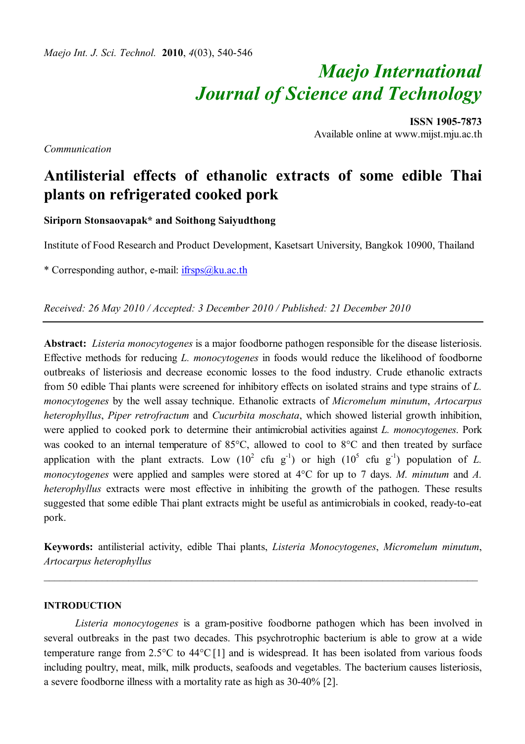*Communication*

# Antilisterial effects of ethanolic extracts of some edible Thai plants on refrigerated cooked pork

**Siriporn Stonsaovapak* and Soithong Saiyudthong**

Institute of Food Research and Product Development, Kasetsart University, Bangkok 10900, Thailand

\* Corresponding author, e-mail: ifrsps@ku.ac.th

*Received: 26 May 2010 / Accepted: 3 December 2010 / Published: 21 December 2010*

---

**Abstract:** *Listeria monocytogenes* is a major foodborne pathogen responsible for the disease listeriosis. Effective methods for reducing *L. monocytogenes* in foods would reduce the likelihood of foodborne outbreaks of listeriosis and decrease economic losses to the food industry. Crude ethanolic extracts from 50 edible Thai plants were screened for inhibitory effects on isolated strains and type strains of *L. monocytogenes* by the well assay technique. Ethanolic extracts of *Micromelum minutum*, *Artocarpus heterophyllus*, *Piper retrofractum* and *Cucurbita moschata*, which showed listerial growth inhibition, were applied to cooked pork to determine their antimicrobial activities against *L. monocytogenes*. Pork was cooked to an internal temperature of 85°C, allowed to cool to 8°C and then treated by surface application with the plant extracts. Low ($10^2$ cfu $g^{-1}$) or high ($10^5$ cfu $g^{-1}$) population of *L. monocytogenes* were applied and samples were stored at 4°C for up to 7 days. *M. minutum* and *A. heterophyllus* extracts were most effective in inhibiting the growth of the pathogen. These results suggested that some edible Thai plant extracts might be useful as antimicrobials in cooked, ready-to-eat pork.

**Keywords:** antilisterial activity, edible Thai plants, *Listeria Monocytogenes*, *Micromelum minutum*, *Artocarpus heterophyllus*

---

## INTRODUCTION

*Listeria monocytogenes* is a gram-positive foodborne pathogen which has been involved in several outbreaks in the past two decades. This psychrotrophic bacterium is able to grow at a wide temperature range from 2.5°C to 44°C [1] and is widespread. It has been isolated from various foods including poultry, meat, milk, milk products, seafoods and vegetables. The bacterium causes listeriosis, a severe foodborne illness with a mortality rate as high as 30-40% [2].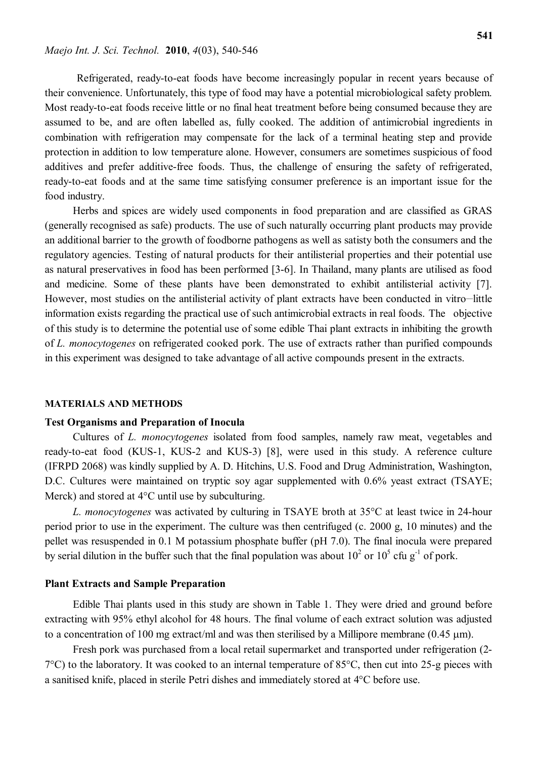Refrigerated, ready-to-eat foods have become increasingly popular in recent years because of their convenience. Unfortunately, this type of food may have a potential microbiological safety problem. Most ready-to-eat foods receive little or no final heat treatment before being consumed because they are assumed to be, and are often labelled as, fully cooked. The addition of antimicrobial ingredients in combination with refrigeration may compensate for the lack of a terminal heating step and provide protection in addition to low temperature alone. However, consumers are sometimes suspicious of food additives and prefer additive-free foods. Thus, the challenge of ensuring the safety of refrigerated, ready-to-eat foods and at the same time satisfying consumer preference is an important issue for the food industry.

Herbs and spices are widely used components in food preparation and are classified as GRAS (generally recognised as safe) products. The use of such naturally occurring plant products may provide an additional barrier to the growth of foodborne pathogens as well as satisty both the consumers and the regulatory agencies. Testing of natural products for their antilisterial properties and their potential use as natural preservatives in food has been performed [3-6]. In Thailand, many plants are utilised as food and medicine. Some of these plants have been demonstrated to exhibit antilisterial activity [7]. However, most studies on the antilisterial activity of plant extracts have been conducted in vitro–little information exists regarding the practical use of such antimicrobial extracts in real foods. The objective of this study is to determine the potential use of some edible Thai plant extracts in inhibiting the growth of *L. monocytogenes* on refrigerated cooked pork. The use of extracts rather than purified compounds in this experiment was designed to take advantage of all active compounds present in the extracts.

## MATERIALS AND METHODS

### Test Organisms and Preparation of Inocula

Cultures of *L. monocytogenes* isolated from food samples, namely raw meat, vegetables and ready-to-eat food (KUS-1, KUS-2 and KUS-3) [8], were used in this study. A reference culture (IFRPD 2068) was kindly supplied by A. D. Hitchins, U.S. Food and Drug Administration, Washington, D.C. Cultures were maintained on tryptic soy agar supplemented with 0.6% yeast extract (TSAYE; Merck) and stored at 4°C until use by subculturing.

*L. monocytogenes* was activated by culturing in TSAYE broth at 35°C at least twice in 24-hour period prior to use in the experiment. The culture was then centrifuged (c. 2000 g, 10 minutes) and the pellet was resuspended in 0.1 M potassium phosphate buffer (pH 7.0). The final inocula were prepared by serial dilution in the buffer such that the final population was about $10^2$ or $10^5$ cfu $g^{-1}$ of pork.

### Plant Extracts and Sample Preparation

Edible Thai plants used in this study are shown in Table 1. They were dried and ground before extracting with 95% ethyl alcohol for 48 hours. The final volume of each extract solution was adjusted to a concentration of 100 mg extract/ml and was then sterilised by a Millipore membrane (0.45 μm).

Fresh pork was purchased from a local retail supermarket and transported under refrigeration (2-7°C) to the laboratory. It was cooked to an internal temperature of 85°C, then cut into 25-g pieces with a sanitised knife, placed in sterile Petri dishes and immediately stored at 4°C before use.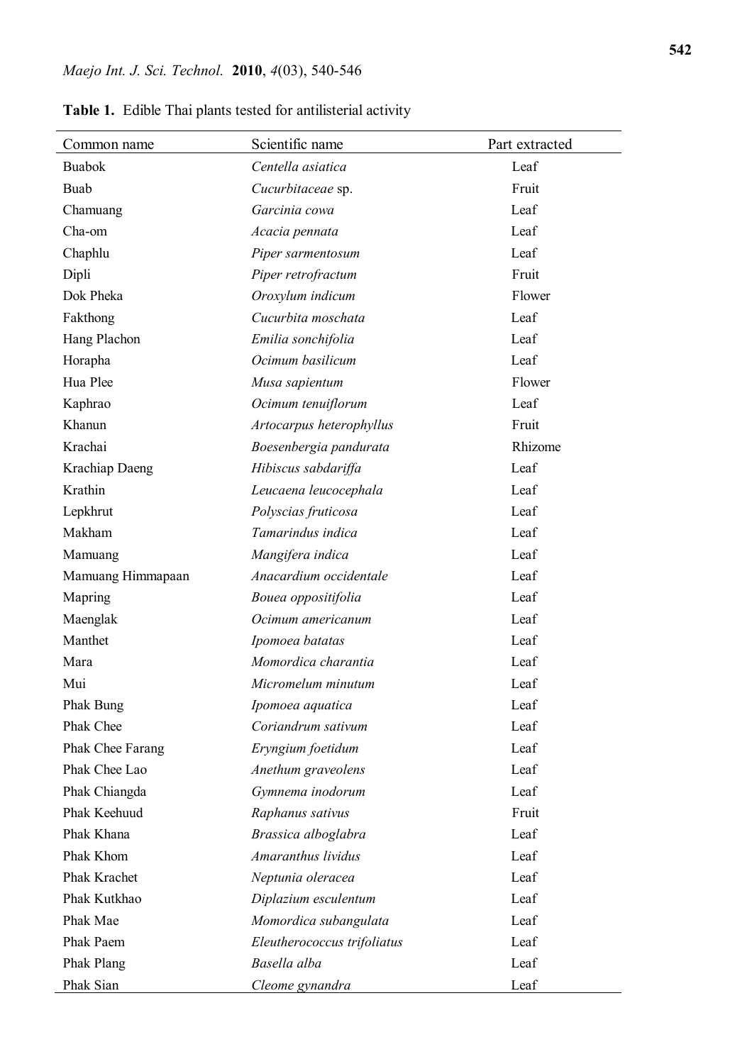**Table 1.** Edible Thai plants tested for antilisterial activity

| Common name | Scientific name | Part extracted |
| --- | --- | --- |
| Buabok | *Centella asiatica* | Leaf |
| Buab | *Cucurbitaceae* sp. | Fruit |
| Chamuang | *Garcinia cowa* | Leaf |
| Cha-om | *Acacia pennata* | Leaf |
| Chaphlu | *Piper sarmentosum* | Leaf |
| Dipli | *Piper retrofractum* | Fruit |
| Dok Pheka | *Oroxylum indicum* | Flower |
| Fakthong | *Cucurbita moschata* | Leaf |
| Hang Plachon | *Emilia sonchifolia* | Leaf |
| Horapha | *Ocimum basilicum* | Leaf |
| Hua Plee | *Musa sapientum* | Flower |
| Kaphrao | *Ocimum tenuiflorum* | Leaf |
| Khanun | *Artocarpus heterophyllus* | Fruit |
| Krachai | *Boesenbergia pandurata* | Rhizome |
| Krachiap Daeng | *Hibiscus sabdariffa* | Leaf |
| Krathin | *Leucaena leucocephala* | Leaf |
| Lepkhrut | *Polyscias fruticosa* | Leaf |
| Makham | *Tamarindus indica* | Leaf |
| Mamuang | *Mangifera indica* | Leaf |
| Mamuang Himmapaan | *Anacardium occidentale* | Leaf |
| Mapring | *Bouea oppositifolia* | Leaf |
| Maenglak | *Ocimum americanum* | Leaf |
| Manthet | *Ipomoea batatas* | Leaf |
| Mara | *Momordica charantia* | Leaf |
| Mui | *Micromelum minutum* | Leaf |
| Phak Bung | *Ipomoea aquatica* | Leaf |
| Phak Chee | *Coriandrum sativum* | Leaf |
| Phak Chee Farang | *Eryngium foetidum* | Leaf |
| Phak Chee Lao | *Anethum graveolens* | Leaf |
| Phak Chiangda | *Gymnema inodorum* | Leaf |
| Phak Keehuud | *Raphanus sativus* | Fruit |
| Phak Khana | *Brassica alboglabra* | Leaf |
| Phak Khom | *Amaranthus lividus* | Leaf |
| Phak Krachet | *Neptunia oleracea* | Leaf |
| Phak Kutkhao | *Diplazium esculentum* | Leaf |
| Phak Mae | *Momordica subangulata* | Leaf |
| Phak Paem | *Eleutherococcus trifoliatus* | Leaf |
| Phak Plang | *Basella alba* | Leaf |
| Phak Sian | *Cleome gynandra* | Leaf |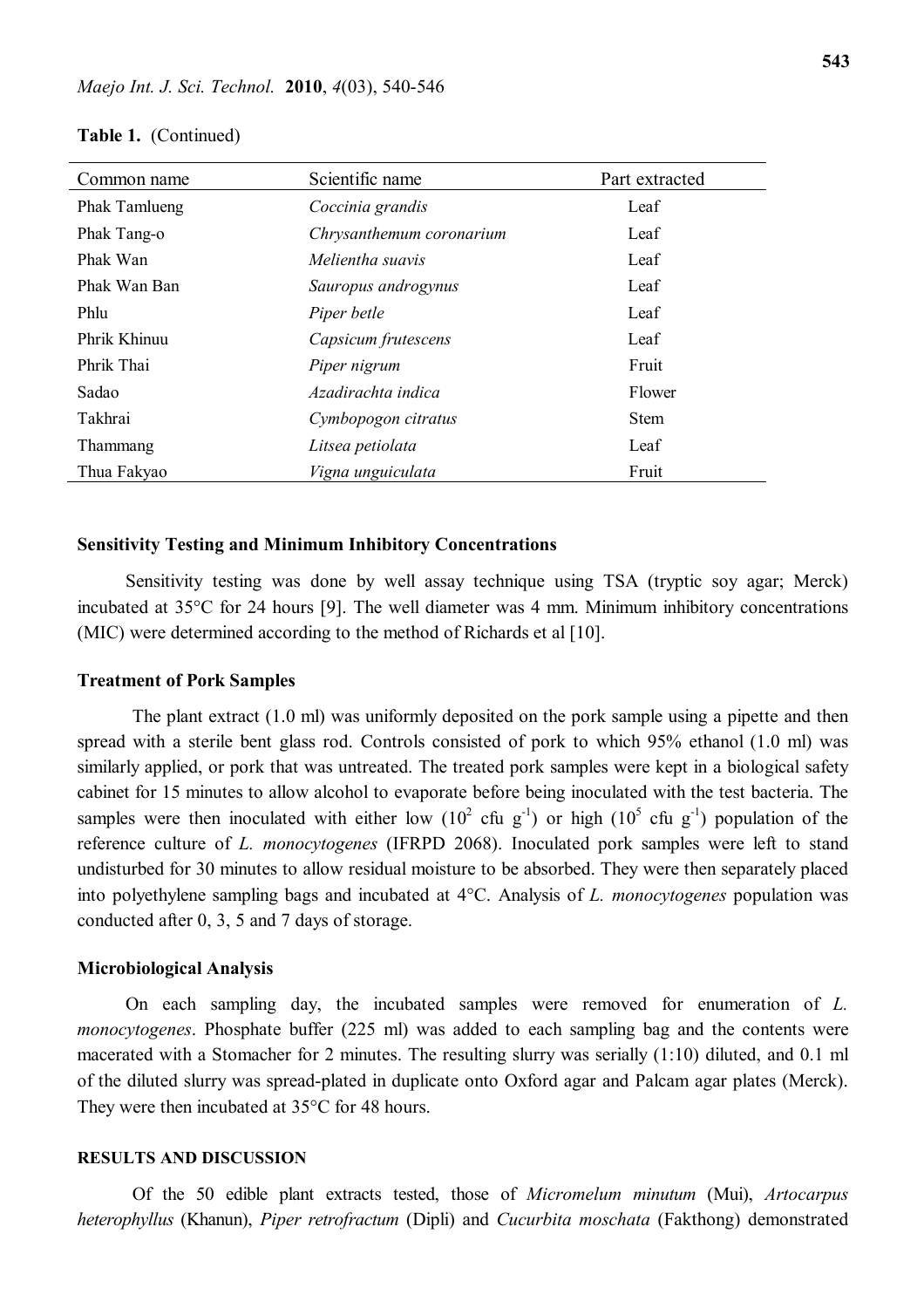**Table 1.** (Continued)

| Common name | Scientific name | Part extracted |
|---|---|---|
| Phak Tamlueng | *Coccinia grandis* | Leaf |
| Phak Tang-o | *Chrysanthemum coronarium* | Leaf |
| Phak Wan | *Melientha suavis* | Leaf |
| Phak Wan Ban | *Sauropus androgynus* | Leaf |
| Phlu | *Piper betle* | Leaf |
| Phrik Khinuu | *Capsicum frutescens* | Leaf |
| Phrik Thai | *Piper nigrum* | Fruit |
| Sadao | *Azadirachta indica* | Flower |
| Takhrai | *Cymbopogon citratus* | Stem |
| Thammang | *Litsea petiolata* | Leaf |
| Thua Fakyao | *Vigna unguiculata* | Fruit |

### Sensitivity Testing and Minimum Inhibitory Concentrations

Sensitivity testing was done by well assay technique using TSA (tryptic soy agar; Merck) incubated at 35°C for 24 hours [9]. The well diameter was 4 mm. Minimum inhibitory concentrations (MIC) were determined according to the method of Richards et al [10].

### Treatment of Pork Samples

The plant extract (1.0 ml) was uniformly deposited on the pork sample using a pipette and then spread with a sterile bent glass rod. Controls consisted of pork to which 95% ethanol (1.0 ml) was similarly applied, or pork that was untreated. The treated pork samples were kept in a biological safety cabinet for 15 minutes to allow alcohol to evaporate before being inoculated with the test bacteria. The samples were then inoculated with either low ($10^2$ cfu $g^{-1}$) or high ($10^5$ cfu $g^{-1}$) population of the reference culture of *L. monocytogenes* (IFRPD 2068). Inoculated pork samples were left to stand undisturbed for 30 minutes to allow residual moisture to be absorbed. They were then separately placed into polyethylene sampling bags and incubated at 4°C. Analysis of *L. monocytogenes* population was conducted after 0, 3, 5 and 7 days of storage.

### Microbiological Analysis

On each sampling day, the incubated samples were removed for enumeration of *L. monocytogenes*. Phosphate buffer (225 ml) was added to each sampling bag and the contents were macerated with a Stomacher for 2 minutes. The resulting slurry was serially (1:10) diluted, and 0.1 ml of the diluted slurry was spread-plated in duplicate onto Oxford agar and Palcam agar plates (Merck). They were then incubated at 35°C for 48 hours.

## RESULTS AND DISCUSSION

Of the 50 edible plant extracts tested, those of *Micromelum minutum* (Mui), *Artocarpus heterophyllus* (Khanun), *Piper retrofractum* (Dipli) and *Cucurbita moschata* (Fakthong) demonstrated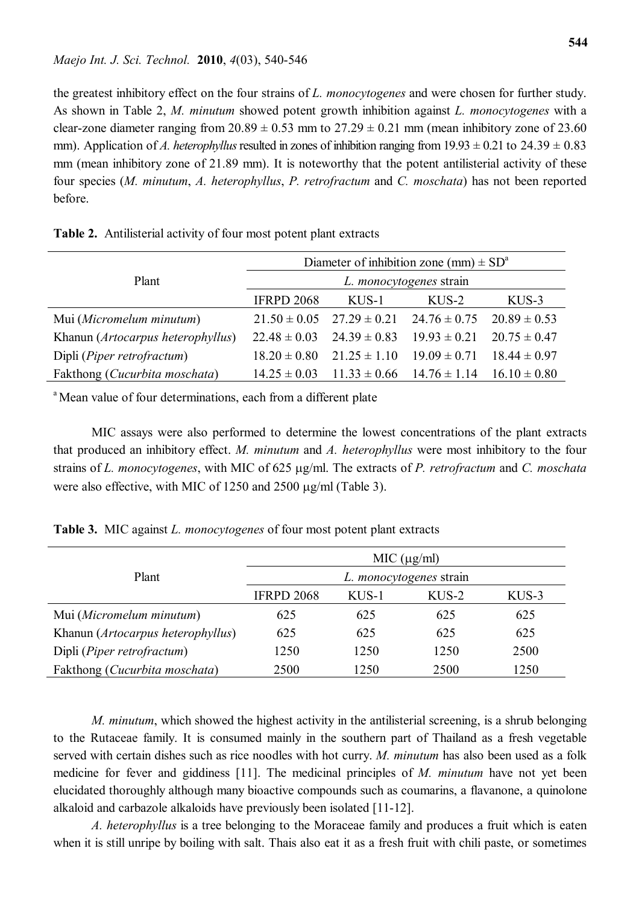the greatest inhibitory effect on the four strains of *L. monocytogenes* and were chosen for further study. As shown in Table 2, *M. minutum* showed potent growth inhibition against *L. monocytogenes* with a clear-zone diameter ranging from 20.89 ± 0.53 mm to 27.29 ± 0.21 mm (mean inhibitory zone of 23.60 mm). Application of *A. heterophyllus* resulted in zones of inhibition ranging from 19.93 ± 0.21 to 24.39 ± 0.83 mm (mean inhibitory zone of 21.89 mm). It is noteworthy that the potent antilisterial activity of these four species (*M. minutum*, *A. heterophyllus*, *P. retrofractum* and *C. moschata*) has not been reported before.

**Table 2.** Antilisterial activity of four most potent plant extracts

| Plant | Diameter of inhibition zone (mm) ± SD[a] | | | |
|---|---|---|---|---|
| | *L. monocytogenes* strain | | | |
| | IFRPD 2068 | KUS-1 | KUS-2 | KUS-3 |
| Mui (*Micromelum minutum*) | 21.50 ± 0.05 | 27.29 ± 0.21 | 24.76 ± 0.75 | 20.89 ± 0.53 |
| Khanun (*Artocarpus heterophyllus*) | 22.48 ± 0.03 | 24.39 ± 0.83 | 19.93 ± 0.21 | 20.75 ± 0.47 |
| Dipli (*Piper retrofractum*) | 18.20 ± 0.80 | 21.25 ± 1.10 | 19.09 ± 0.71 | 18.44 ± 0.97 |
| Fakthong (*Cucurbita moschata*) | 14.25 ± 0.03 | 11.33 ± 0.66 | 14.76 ± 1.14 | 16.10 ± 0.80 |

[a] Mean value of four determinations, each from a different plate

MIC assays were also performed to determine the lowest concentrations of the plant extracts that produced an inhibitory effect. *M. minutum* and *A. heterophyllus* were most inhibitory to the four strains of *L. monocytogenes*, with MIC of 625 μg/ml. The extracts of *P. retrofractum* and *C. moschata* were also effective, with MIC of 1250 and 2500 μg/ml (Table 3).

**Table 3.** MIC against *L. monocytogenes* of four most potent plant extracts

| Plant | MIC (μg/ml) | | | |
|---|---|---|---|---|
| | *L. monocytogenes* strain | | | |
| | IFRPD 2068 | KUS-1 | KUS-2 | KUS-3 |
| Mui (*Micromelum minutum*) | 625 | 625 | 625 | 625 |
| Khanun (*Artocarpus heterophyllus*) | 625 | 625 | 625 | 625 |
| Dipli (*Piper retrofractum*) | 1250 | 1250 | 1250 | 2500 |
| Fakthong (*Cucurbita moschata*) | 2500 | 1250 | 2500 | 1250 |

*M. minutum*, which showed the highest activity in the antilisterial screening, is a shrub belonging to the Rutaceae family. It is consumed mainly in the southern part of Thailand as a fresh vegetable served with certain dishes such as rice noodles with hot curry. *M. minutum* has also been used as a folk medicine for fever and giddiness [11]. The medicinal principles of *M. minutum* have not yet been elucidated thoroughly although many bioactive compounds such as coumarins, a flavanone, a quinolone alkaloid and carbazole alkaloids have previously been isolated [11-12].

*A. heterophyllus* is a tree belonging to the Moraceae family and produces a fruit which is eaten when it is still unripe by boiling with salt. Thais also eat it as a fresh fruit with chili paste, or sometimes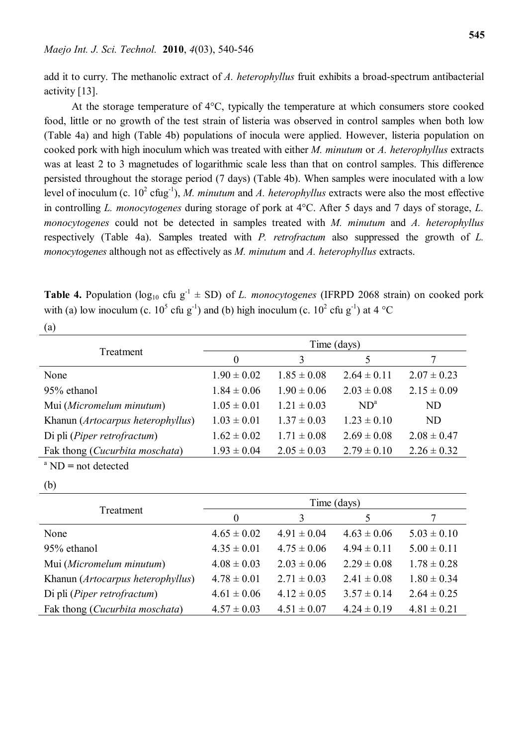add it to curry. The methanolic extract of *A. heterophyllus* fruit exhibits a broad-spectrum antibacterial activity [13].

At the storage temperature of 4°C, typically the temperature at which consumers store cooked food, little or no growth of the test strain of listeria was observed in control samples when both low (Table 4a) and high (Table 4b) populations of inocula were applied. However, listeria population on cooked pork with high inoculum which was treated with either *M. minutum* or *A. heterophyllus* extracts was at least 2 to 3 magnetudes of logarithmic scale less than that on control samples. This difference persisted throughout the storage period (7 days) (Table 4b). When samples were inoculated with a low level of inoculum (c. $10^2$ cfug$^{-1}$), *M. minutum* and *A. heterophyllus* extracts were also the most effective in controlling *L. monocytogenes* during storage of pork at 4°C. After 5 days and 7 days of storage, *L. monocytogenes* could not be detected in samples treated with *M. minutum* and *A. heterophyllus* respectively (Table 4a). Samples treated with *P. retrofractum* also suppressed the growth of *L. monocytogenes* although not as effectively as *M. minutum* and *A. heterophyllus* extracts.

**Table 4.** Population ($\log_{10}$ cfu g$^{-1}$ ± SD) of *L. monocytogenes* (IFRPD 2068 strain) on cooked pork with (a) low inoculum (c. $10^5$ cfu g$^{-1}$) and (b) high inoculum (c. $10^2$ cfu g$^{-1}$) at 4 °C

(a)

| Treatment | Time (days) | | | |
|---|---|---|---|---|
| | 0 | 3 | 5 | 7 |
| None | 1.90 ± 0.02 | 1.85 ± 0.08 | 2.64 ± 0.11 | 2.07 ± 0.23 |
| 95% ethanol | 1.84 ± 0.06 | 1.90 ± 0.06 | 2.03 ± 0.08 | 2.15 ± 0.09 |
| Mui (*Micromelum minutum*) | 1.05 ± 0.01 | 1.21 ± 0.03 | ND[a] | ND |
| Khanun (*Artocarpus heterophyllus*) | 1.03 ± 0.01 | 1.37 ± 0.03 | 1.23 ± 0.10 | ND |
| Di pli (*Piper retrofractum*) | 1.62 ± 0.02 | 1.71 ± 0.08 | 2.69 ± 0.08 | 2.08 ± 0.47 |
| Fak thong (*Cucurbita moschata*) | 1.93 ± 0.04 | 2.05 ± 0.03 | 2.79 ± 0.10 | 2.26 ± 0.32 |

[a] ND = not detected

(b)

| Treatment | Time (days) | | | |
|---|---|---|---|---|
| | 0 | 3 | 5 | 7 |
| None | 4.65 ± 0.02 | 4.91 ± 0.04 | 4.63 ± 0.06 | 5.03 ± 0.10 |
| 95% ethanol | 4.35 ± 0.01 | 4.75 ± 0.06 | 4.94 ± 0.11 | 5.00 ± 0.11 |
| Mui (*Micromelum minutum*) | 4.08 ± 0.03 | 2.03 ± 0.06 | 2.29 ± 0.08 | 1.78 ± 0.28 |
| Khanun (*Artocarpus heterophyllus*) | 4.78 ± 0.01 | 2.71 ± 0.03 | 2.41 ± 0.08 | 1.80 ± 0.34 |
| Di pli (*Piper retrofractum*) | 4.61 ± 0.06 | 4.12 ± 0.05 | 3.57 ± 0.14 | 2.64 ± 0.25 |
| Fak thong (*Cucurbita moschata*) | 4.57 ± 0.03 | 4.51 ± 0.07 | 4.24 ± 0.19 | 4.81 ± 0.21 |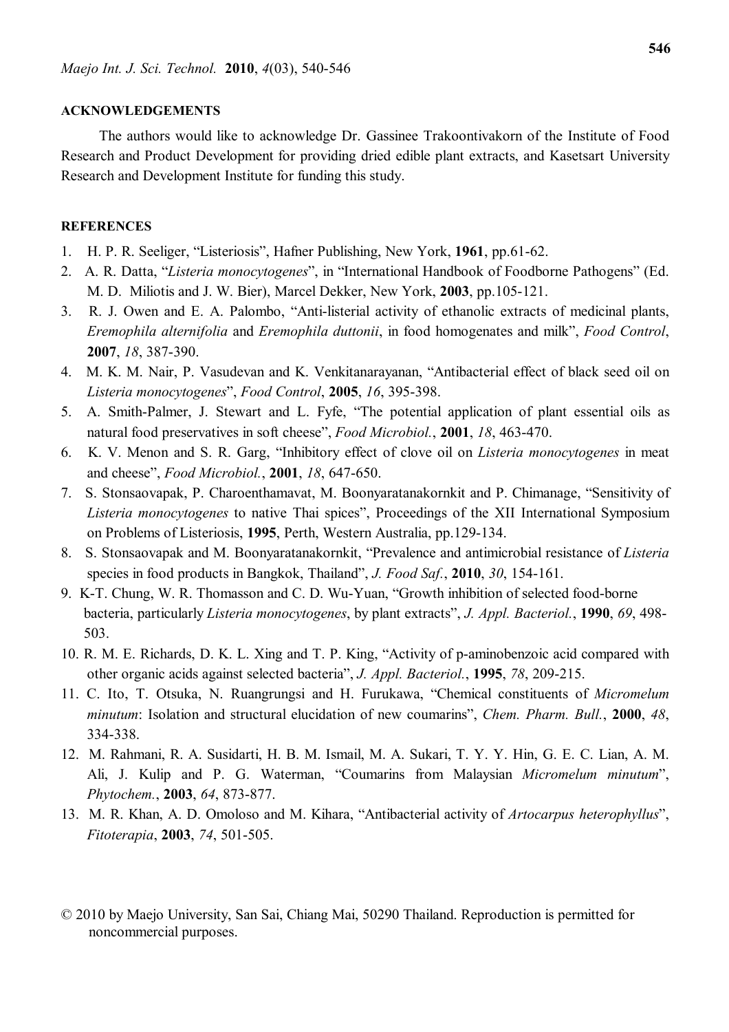## ACKNOWLEDGEMENTS

The authors would like to acknowledge Dr. Gassinee Trakoontivakorn of the Institute of Food Research and Product Development for providing dried edible plant extracts, and Kasetsart University Research and Development Institute for funding this study.

## REFERENCES

1. H. P. R. Seeliger, "Listeriosis", Hafner Publishing, New York, **1961**, pp.61-62.
2. A. R. Datta, "*Listeria monocytogenes*", in "International Handbook of Foodborne Pathogens" (Ed. M. D. Miliotis and J. W. Bier), Marcel Dekker, New York, **2003**, pp.105-121.
3. R. J. Owen and E. A. Palombo, "Anti-listerial activity of ethanolic extracts of medicinal plants, *Eremophila alternifolia* and *Eremophila duttonii*, in food homogenates and milk", *Food Control*, **2007**, *18*, 387-390.
4. M. K. M. Nair, P. Vasudevan and K. Venkitanarayanan, "Antibacterial effect of black seed oil on *Listeria monocytogenes*", *Food Control*, **2005**, *16*, 395-398.
5. A. Smith-Palmer, J. Stewart and L. Fyfe, "The potential application of plant essential oils as natural food preservatives in soft cheese", *Food Microbiol.*, **2001**, *18*, 463-470.
6. K. V. Menon and S. R. Garg, "Inhibitory effect of clove oil on *Listeria monocytogenes* in meat and cheese", *Food Microbiol.*, **2001**, *18*, 647-650.
7. S. Stonsaovapak, P. Charoenthamavat, M. Boonyaratanakornkit and P. Chimanage, "Sensitivity of *Listeria monocytogenes* to native Thai spices", Proceedings of the XII International Symposium on Problems of Listeriosis, **1995**, Perth, Western Australia, pp.129-134.
8. S. Stonsaovapak and M. Boonyaratanakornkit, "Prevalence and antimicrobial resistance of *Listeria* species in food products in Bangkok, Thailand", *J. Food Saf.*, **2010**, *30*, 154-161.
9. K-T. Chung, W. R. Thomasson and C. D. Wu-Yuan, "Growth inhibition of selected food-borne bacteria, particularly *Listeria monocytogenes*, by plant extracts", *J. Appl. Bacteriol.*, **1990**, *69*, 498-503.
10. R. M. E. Richards, D. K. L. Xing and T. P. King, "Activity of p-aminobenzoic acid compared with other organic acids against selected bacteria", *J. Appl. Bacteriol.*, **1995**, *78*, 209-215.
11. C. Ito, T. Otsuka, N. Ruangrungsi and H. Furukawa, "Chemical constituents of *Micromelum minutum*: Isolation and structural elucidation of new coumarins", *Chem. Pharm. Bull.*, **2000**, *48*, 334-338.
12. M. Rahmani, R. A. Susidarti, H. B. M. Ismail, M. A. Sukari, T. Y. Y. Hin, G. E. C. Lian, A. M. Ali, J. Kulip and P. G. Waterman, "Coumarins from Malaysian *Micromelum minutum*", *Phytochem.*, **2003**, *64*, 873-877.
13. M. R. Khan, A. D. Omoloso and M. Kihara, "Antibacterial activity of *Artocarpus heterophyllus*", *Fitoterapia*, **2003**, *74*, 501-505.

© 2010 by Maejo University, San Sai, Chiang Mai, 50290 Thailand. Reproduction is permitted for noncommercial purposes.